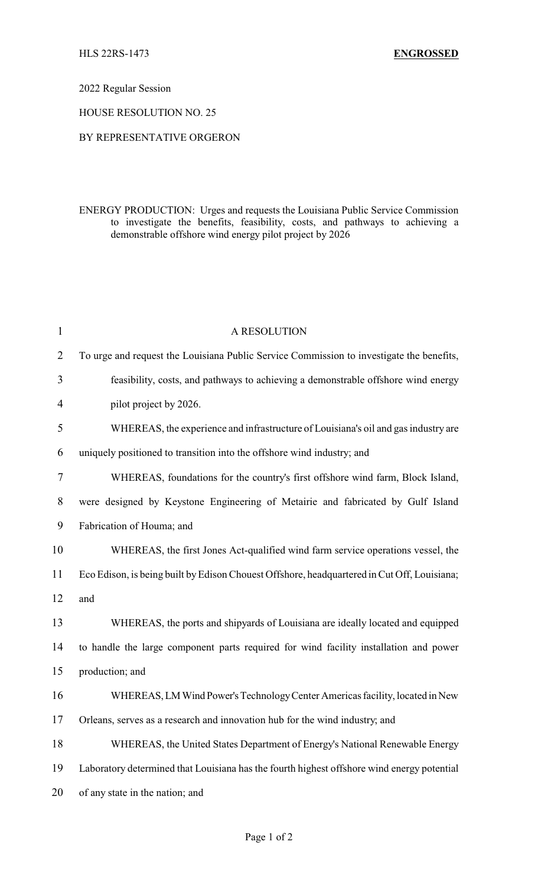HLS 22RS-1473 **ENGROSSED**

2022 Regular Session

HOUSE RESOLUTION NO. 25

BY REPRESENTATIVE ORGERON

ENERGY PRODUCTION: Urges and requests the Louisiana Public Service Commission to investigate the benefits, feasibility, costs, and pathways to achieving a demonstrable offshore wind energy pilot project by 2026

A RESOLUTION

To urge and request the Louisiana Public Service Commission to investigate the benefits, feasibility, costs, and pathways to achieving a demonstrable offshore wind energy pilot project by 2026.

WHEREAS, the experience and infrastructure of Louisiana's oil and gas industry are uniquely positioned to transition into the offshore wind industry; and

WHEREAS, foundations for the country's first offshore wind farm, Block Island, were designed by Keystone Engineering of Metairie and fabricated by Gulf Island Fabrication of Houma; and

WHEREAS, the first Jones Act-qualified wind farm service operations vessel, the Eco Edison, is being built by Edison Chouest Offshore, headquartered in Cut Off, Louisiana; and

WHEREAS, the ports and shipyards of Louisiana are ideally located and equipped to handle the large component parts required for wind facility installation and power production; and

WHEREAS, LM Wind Power's Technology Center Americas facility, located in New Orleans, serves as a research and innovation hub for the wind industry; and

WHEREAS, the United States Department of Energy's National Renewable Energy Laboratory determined that Louisiana has the fourth highest offshore wind energy potential of any state in the nation; and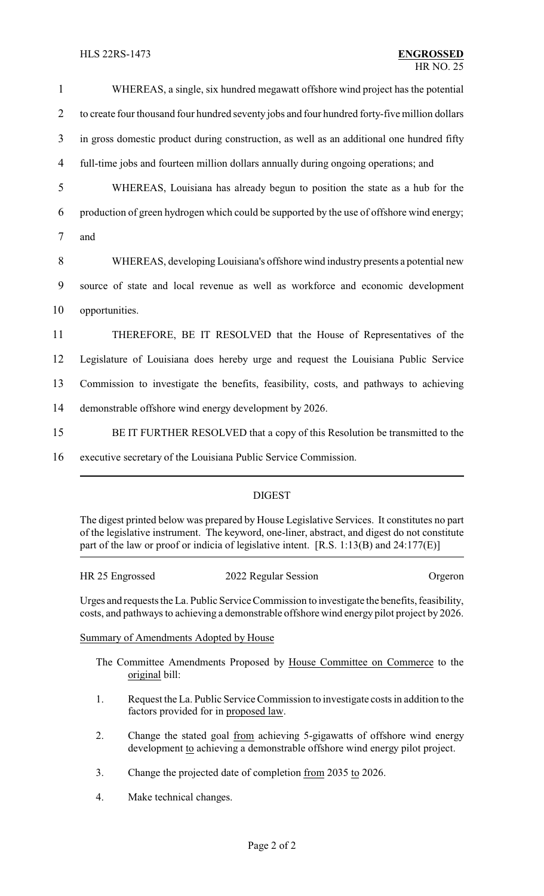WHEREAS, a single, six hundred megawatt offshore wind project has the potential to create four thousand four hundred seventy jobs and four hundred forty-five million dollars in gross domestic product during construction, as well as an additional one hundred fifty full-time jobs and fourteen million dollars annually during ongoing operations; and

WHEREAS, Louisiana has already begun to position the state as a hub for the production of green hydrogen which could be supported by the use of offshore wind energy; and

WHEREAS, developing Louisiana's offshore wind industry presents a potential new source of state and local revenue as well as workforce and economic development opportunities.

THEREFORE, BE IT RESOLVED that the House of Representatives of the Legislature of Louisiana does hereby urge and request the Louisiana Public Service Commission to investigate the benefits, feasibility, costs, and pathways to achieving demonstrable offshore wind energy development by 2026.

BE IT FURTHER RESOLVED that a copy of this Resolution be transmitted to the executive secretary of the Louisiana Public Service Commission.

## DIGEST

The digest printed below was prepared by House Legislative Services. It constitutes no part of the legislative instrument. The keyword, one-liner, abstract, and digest do not constitute part of the law or proof or indicia of legislative intent. [R.S. 1:13(B) and 24:177(E)]

HR 25 Engrossed | 2022 Regular Session | Orgeron

Urges and requests the La. Public Service Commission to investigate the benefits, feasibility, costs, and pathways to achieving a demonstrable offshore wind energy pilot project by 2026.

Summary of Amendments Adopted by House

The Committee Amendments Proposed by House Committee on Commerce to the original bill:

1. Request the La. Public Service Commission to investigate costs in addition to the factors provided for in proposed law.
2. Change the stated goal from achieving 5-gigawatts of offshore wind energy development to achieving a demonstrable offshore wind energy pilot project.
3. Change the projected date of completion from 2035 to 2026.
4. Make technical changes.